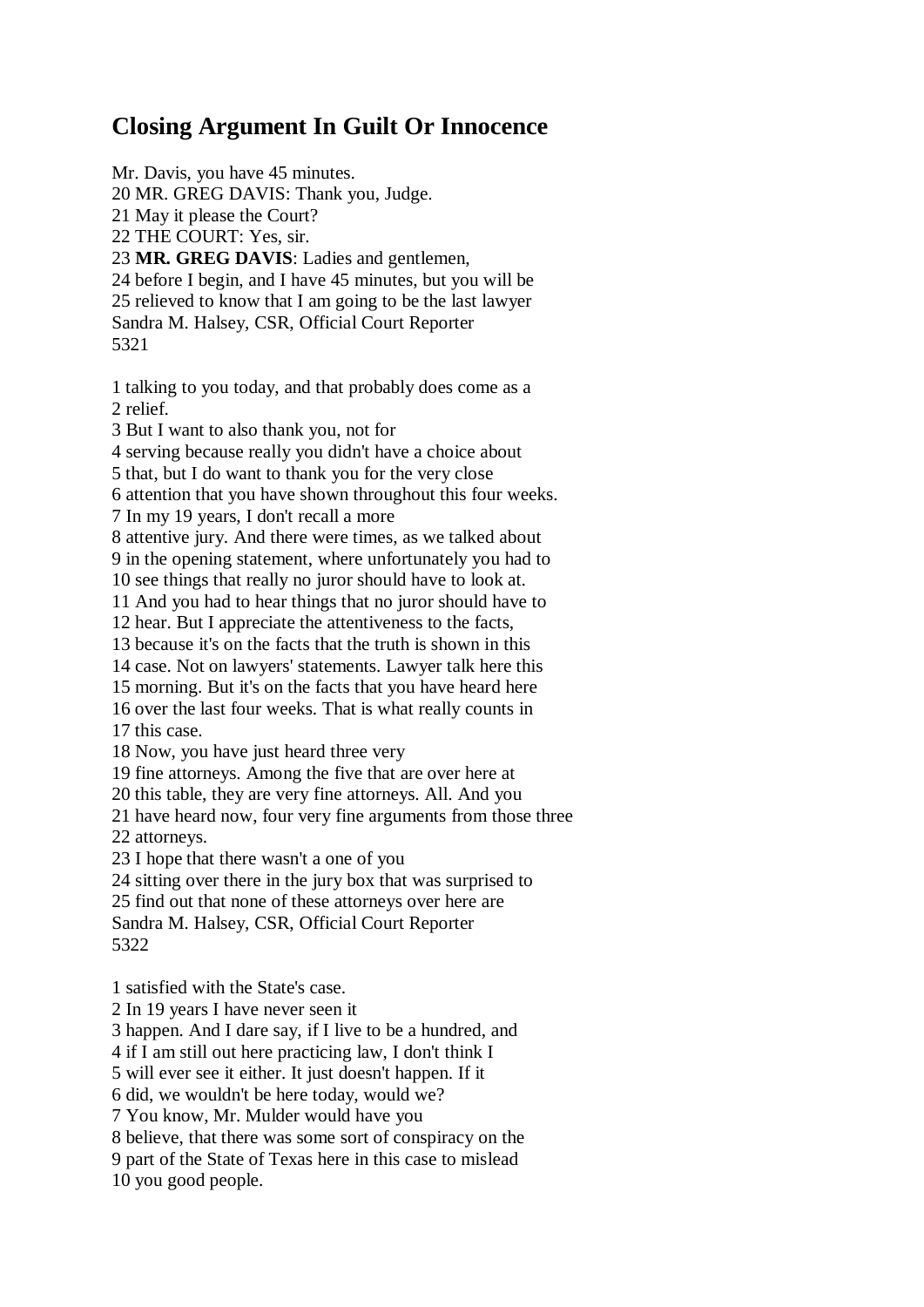# Closing Argument In Guilt Or Innocence

Mr. Davis, you have 45 minutes.
20 MR. GREG DAVIS: Thank you, Judge.
21 May it please the Court?
22 THE COURT: Yes, sir.
23 **MR. GREG DAVIS**: Ladies and gentlemen,
24 before I begin, and I have 45 minutes, but you will be
25 relieved to know that I am going to be the last lawyer
Sandra M. Halsey, CSR, Official Court Reporter
5321

1 talking to you today, and that probably does come as a
2 relief.
3 But I want to also thank you, not for
4 serving because really you didn't have a choice about
5 that, but I do want to thank you for the very close
6 attention that you have shown throughout this four weeks.
7 In my 19 years, I don't recall a more
8 attentive jury. And there were times, as we talked about
9 in the opening statement, where unfortunately you had to
10 see things that really no juror should have to look at.
11 And you had to hear things that no juror should have to
12 hear. But I appreciate the attentiveness to the facts,
13 because it's on the facts that the truth is shown in this
14 case. Not on lawyers' statements. Lawyer talk here this
15 morning. But it's on the facts that you have heard here
16 over the last four weeks. That is what really counts in
17 this case.
18 Now, you have just heard three very
19 fine attorneys. Among the five that are over here at
20 this table, they are very fine attorneys. All. And you
21 have heard now, four very fine arguments from those three
22 attorneys.
23 I hope that there wasn't a one of you
24 sitting over there in the jury box that was surprised to
25 find out that none of these attorneys over here are
Sandra M. Halsey, CSR, Official Court Reporter
5322

1 satisfied with the State's case.
2 In 19 years I have never seen it
3 happen. And I dare say, if I live to be a hundred, and
4 if I am still out here practicing law, I don't think I
5 will ever see it either. It just doesn't happen. If it
6 did, we wouldn't be here today, would we?
7 You know, Mr. Mulder would have you
8 believe, that there was some sort of conspiracy on the
9 part of the State of Texas here in this case to mislead
10 you good people.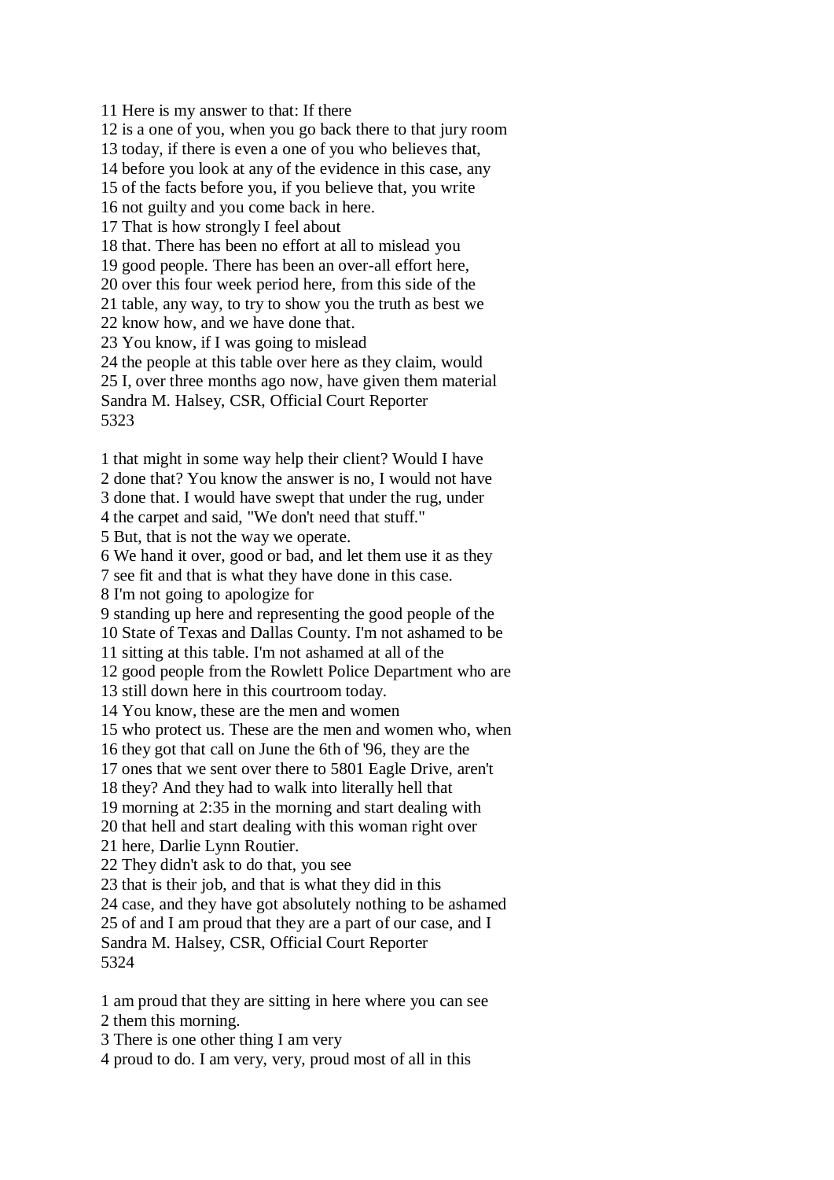11 Here is my answer to that: If there
12 is a one of you, when you go back there to that jury room
13 today, if there is even a one of you who believes that,
14 before you look at any of the evidence in this case, any
15 of the facts before you, if you believe that, you write
16 not guilty and you come back in here.
17 That is how strongly I feel about
18 that. There has been no effort at all to mislead you
19 good people. There has been an over-all effort here,
20 over this four week period here, from this side of the
21 table, any way, to try to show you the truth as best we
22 know how, and we have done that.
23 You know, if I was going to mislead
24 the people at this table over here as they claim, would
25 I, over three months ago now, have given them material
Sandra M. Halsey, CSR, Official Court Reporter
5323

1 that might in some way help their client? Would I have
2 done that? You know the answer is no, I would not have
3 done that. I would have swept that under the rug, under
4 the carpet and said, "We don't need that stuff."
5 But, that is not the way we operate.
6 We hand it over, good or bad, and let them use it as they
7 see fit and that is what they have done in this case.
8 I'm not going to apologize for
9 standing up here and representing the good people of the
10 State of Texas and Dallas County. I'm not ashamed to be
11 sitting at this table. I'm not ashamed at all of the
12 good people from the Rowlett Police Department who are
13 still down here in this courtroom today.
14 You know, these are the men and women
15 who protect us. These are the men and women who, when
16 they got that call on June the 6th of '96, they are the
17 ones that we sent over there to 5801 Eagle Drive, aren't
18 they? And they had to walk into literally hell that
19 morning at 2:35 in the morning and start dealing with
20 that hell and start dealing with this woman right over
21 here, Darlie Lynn Routier.
22 They didn't ask to do that, you see
23 that is their job, and that is what they did in this
24 case, and they have got absolutely nothing to be ashamed
25 of and I am proud that they are a part of our case, and I
Sandra M. Halsey, CSR, Official Court Reporter
5324

1 am proud that they are sitting in here where you can see
2 them this morning.
3 There is one other thing I am very
4 proud to do. I am very, very, proud most of all in this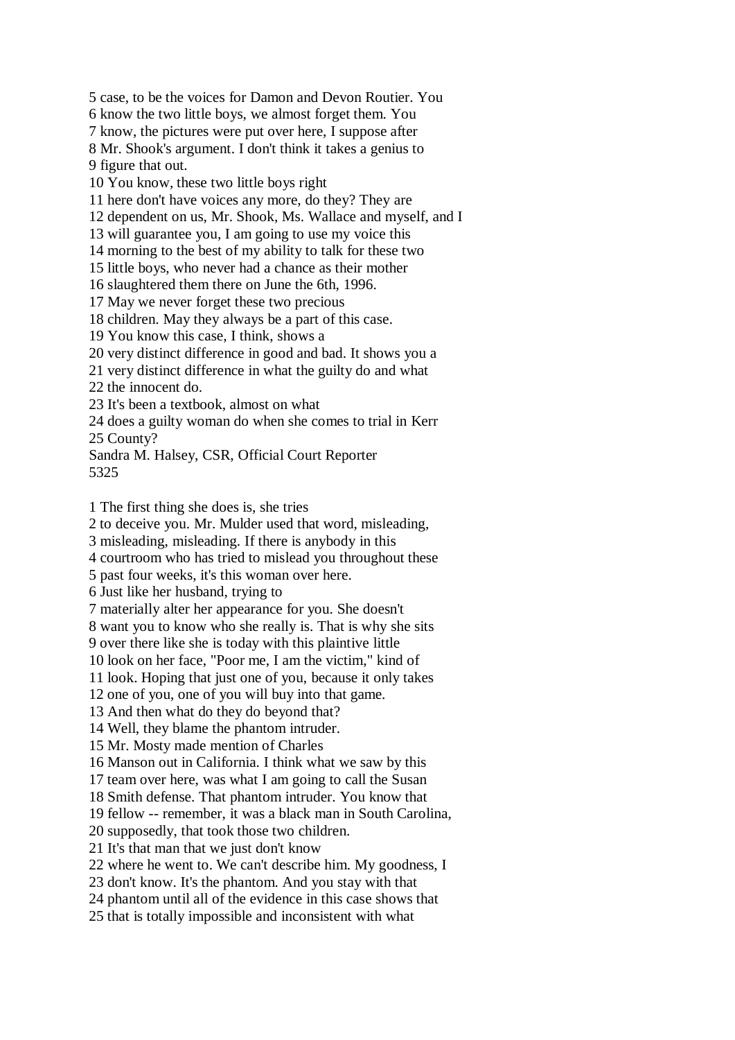5 case, to be the voices for Damon and Devon Routier. You
6 know the two little boys, we almost forget them. You
7 know, the pictures were put over here, I suppose after
8 Mr. Shook's argument. I don't think it takes a genius to
9 figure that out.
10 You know, these two little boys right
11 here don't have voices any more, do they? They are
12 dependent on us, Mr. Shook, Ms. Wallace and myself, and I
13 will guarantee you, I am going to use my voice this
14 morning to the best of my ability to talk for these two
15 little boys, who never had a chance as their mother
16 slaughtered them there on June the 6th, 1996.
17 May we never forget these two precious
18 children. May they always be a part of this case.
19 You know this case, I think, shows a
20 very distinct difference in good and bad. It shows you a
21 very distinct difference in what the guilty do and what
22 the innocent do.
23 It's been a textbook, almost on what
24 does a guilty woman do when she comes to trial in Kerr
25 County?
Sandra M. Halsey, CSR, Official Court Reporter

1 The first thing she does is, she tries
2 to deceive you. Mr. Mulder used that word, misleading,
3 misleading, misleading. If there is anybody in this
4 courtroom who has tried to mislead you throughout these
5 past four weeks, it's this woman over here.
6 Just like her husband, trying to
7 materially alter her appearance for you. She doesn't
8 want you to know who she really is. That is why she sits
9 over there like she is today with this plaintive little
10 look on her face, "Poor me, I am the victim," kind of
11 look. Hoping that just one of you, because it only takes
12 one of you, one of you will buy into that game.
13 And then what do they do beyond that?
14 Well, they blame the phantom intruder.
15 Mr. Mosty made mention of Charles
16 Manson out in California. I think what we saw by this
17 team over here, was what I am going to call the Susan
18 Smith defense. That phantom intruder. You know that
19 fellow -- remember, it was a black man in South Carolina,
20 supposedly, that took those two children.
21 It's that man that we just don't know
22 where he went to. We can't describe him. My goodness, I
23 don't know. It's the phantom. And you stay with that
24 phantom until all of the evidence in this case shows that
25 that is totally impossible and inconsistent with what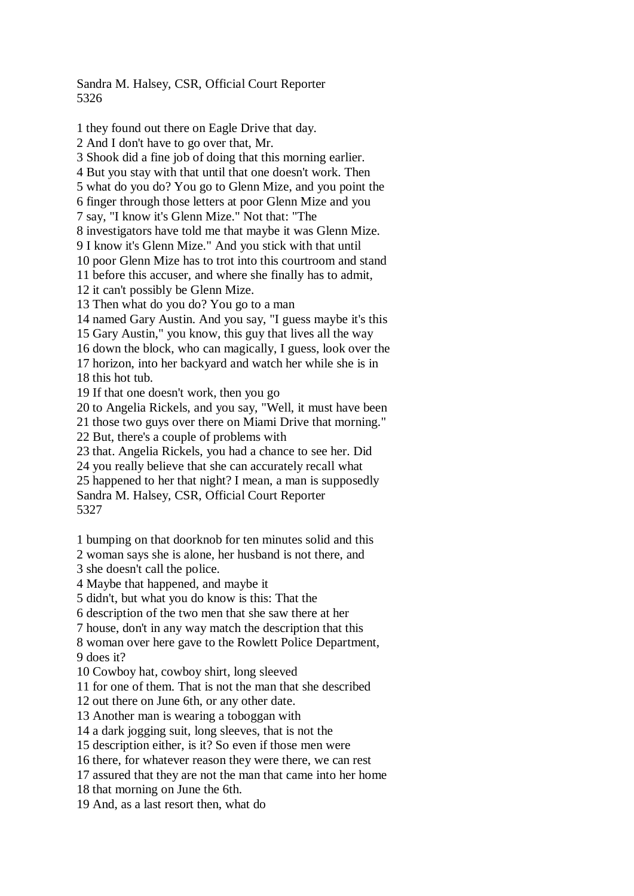1 they found out there on Eagle Drive that day.
2 And I don't have to go over that, Mr.
3 Shook did a fine job of doing that this morning earlier.
4 But you stay with that until that one doesn't work. Then
5 what do you do? You go to Glenn Mize, and you point the
6 finger through those letters at poor Glenn Mize and you
7 say, "I know it's Glenn Mize." Not that: "The
8 investigators have told me that maybe it was Glenn Mize.
9 I know it's Glenn Mize." And you stick with that until
10 poor Glenn Mize has to trot into this courtroom and stand
11 before this accuser, and where she finally has to admit,
12 it can't possibly be Glenn Mize.
13 Then what do you do? You go to a man
14 named Gary Austin. And you say, "I guess maybe it's this
15 Gary Austin," you know, this guy that lives all the way
16 down the block, who can magically, I guess, look over the
17 horizon, into her backyard and watch her while she is in
18 this hot tub.
19 If that one doesn't work, then you go
20 to Angelia Rickels, and you say, "Well, it must have been
21 those two guys over there on Miami Drive that morning."
22 But, there's a couple of problems with
23 that. Angelia Rickels, you had a chance to see her. Did
24 you really believe that she can accurately recall what
25 happened to her that night? I mean, a man is supposedly

1 bumping on that doorknob for ten minutes solid and this
2 woman says she is alone, her husband is not there, and
3 she doesn't call the police.
4 Maybe that happened, and maybe it
5 didn't, but what you do know is this: That the
6 description of the two men that she saw there at her
7 house, don't in any way match the description that this
8 woman over here gave to the Rowlett Police Department,
9 does it?
10 Cowboy hat, cowboy shirt, long sleeved
11 for one of them. That is not the man that she described
12 out there on June 6th, or any other date.
13 Another man is wearing a toboggan with
14 a dark jogging suit, long sleeves, that is not the
15 description either, is it? So even if those men were
16 there, for whatever reason they were there, we can rest
17 assured that they are not the man that came into her home
18 that morning on June the 6th.
19 And, as a last resort then, what do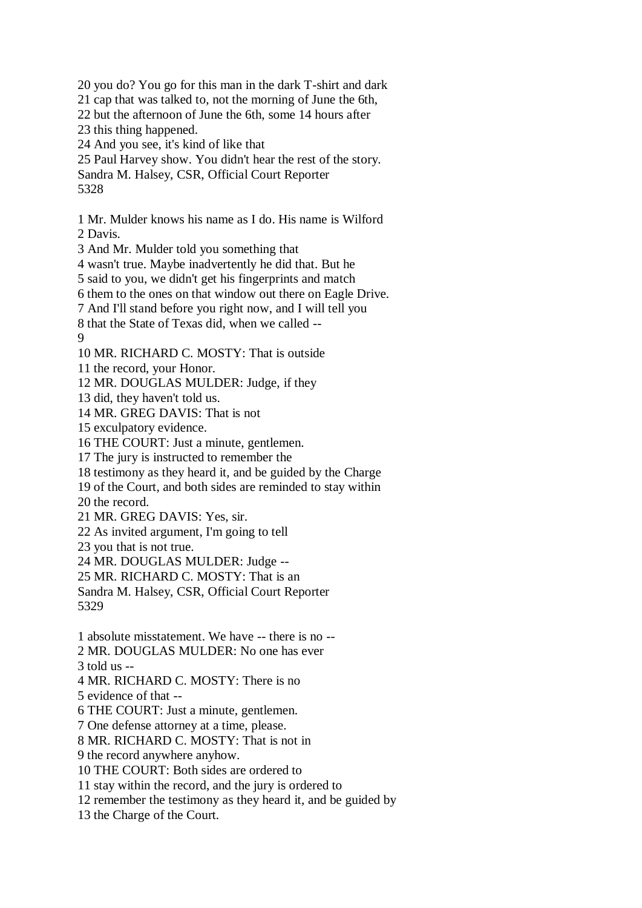20 you do? You go for this man in the dark T-shirt and dark
21 cap that was talked to, not the morning of June the 6th,
22 but the afternoon of June the 6th, some 14 hours after
23 this thing happened.
24 And you see, it's kind of like that
25 Paul Harvey show. You didn't hear the rest of the story.

1 Mr. Mulder knows his name as I do. His name is Wilford
2 Davis.
3 And Mr. Mulder told you something that
4 wasn't true. Maybe inadvertently he did that. But he
5 said to you, we didn't get his fingerprints and match
6 them to the ones on that window out there on Eagle Drive.
7 And I'll stand before you right now, and I will tell you
8 that the State of Texas did, when we called --
9
10 MR. RICHARD C. MOSTY: That is outside
11 the record, your Honor.
12 MR. DOUGLAS MULDER: Judge, if they
13 did, they haven't told us.
14 MR. GREG DAVIS: That is not
15 exculpatory evidence.
16 THE COURT: Just a minute, gentlemen.
17 The jury is instructed to remember the
18 testimony as they heard it, and be guided by the Charge
19 of the Court, and both sides are reminded to stay within
20 the record.
21 MR. GREG DAVIS: Yes, sir.
22 As invited argument, I'm going to tell
23 you that is not true.
24 MR. DOUGLAS MULDER: Judge --
25 MR. RICHARD C. MOSTY: That is an

1 absolute misstatement. We have -- there is no --
2 MR. DOUGLAS MULDER: No one has ever
3 told us --
4 MR. RICHARD C. MOSTY: There is no
5 evidence of that --
6 THE COURT: Just a minute, gentlemen.
7 One defense attorney at a time, please.
8 MR. RICHARD C. MOSTY: That is not in
9 the record anywhere anyhow.
10 THE COURT: Both sides are ordered to
11 stay within the record, and the jury is ordered to
12 remember the testimony as they heard it, and be guided by
13 the Charge of the Court.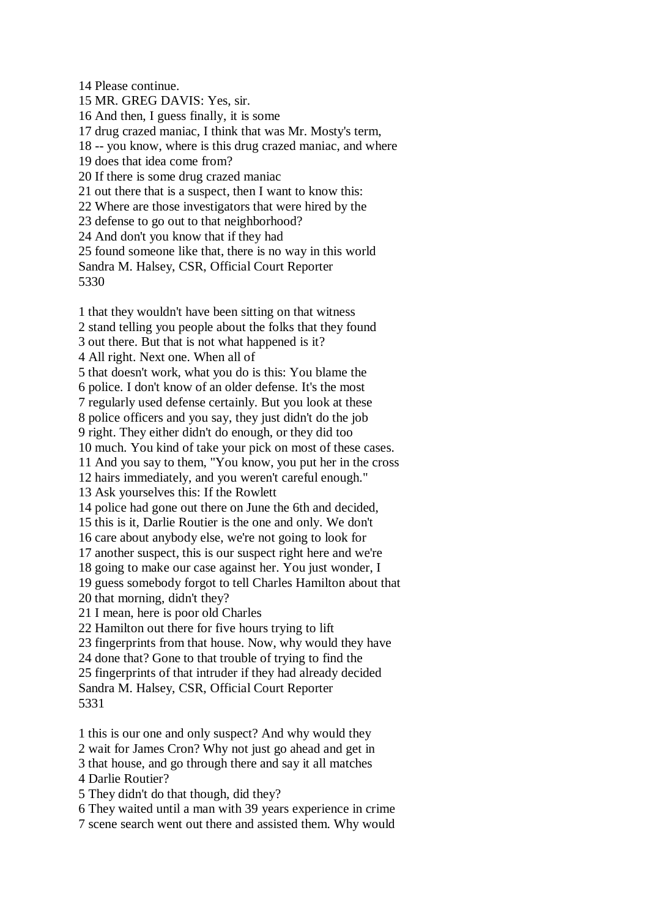14 Please continue.
15 MR. GREG DAVIS: Yes, sir.
16 And then, I guess finally, it is some
17 drug crazed maniac, I think that was Mr. Mosty's term,
18 -- you know, where is this drug crazed maniac, and where
19 does that idea come from?
20 If there is some drug crazed maniac
21 out there that is a suspect, then I want to know this:
22 Where are those investigators that were hired by the
23 defense to go out to that neighborhood?
24 And don't you know that if they had
25 found someone like that, there is no way in this world

1 that they wouldn't have been sitting on that witness
2 stand telling you people about the folks that they found
3 out there. But that is not what happened is it?
4 All right. Next one. When all of
5 that doesn't work, what you do is this: You blame the
6 police. I don't know of an older defense. It's the most
7 regularly used defense certainly. But you look at these
8 police officers and you say, they just didn't do the job
9 right. They either didn't do enough, or they did too
10 much. You kind of take your pick on most of these cases.
11 And you say to them, "You know, you put her in the cross
12 hairs immediately, and you weren't careful enough."
13 Ask yourselves this: If the Rowlett
14 police had gone out there on June the 6th and decided,
15 this is it, Darlie Routier is the one and only. We don't
16 care about anybody else, we're not going to look for
17 another suspect, this is our suspect right here and we're
18 going to make our case against her. You just wonder, I
19 guess somebody forgot to tell Charles Hamilton about that
20 that morning, didn't they?
21 I mean, here is poor old Charles
22 Hamilton out there for five hours trying to lift
23 fingerprints from that house. Now, why would they have
24 done that? Gone to that trouble of trying to find the
25 fingerprints of that intruder if they had already decided

1 this is our one and only suspect? And why would they
2 wait for James Cron? Why not just go ahead and get in
3 that house, and go through there and say it all matches
4 Darlie Routier?
5 They didn't do that though, did they?
6 They waited until a man with 39 years experience in crime
7 scene search went out there and assisted them. Why would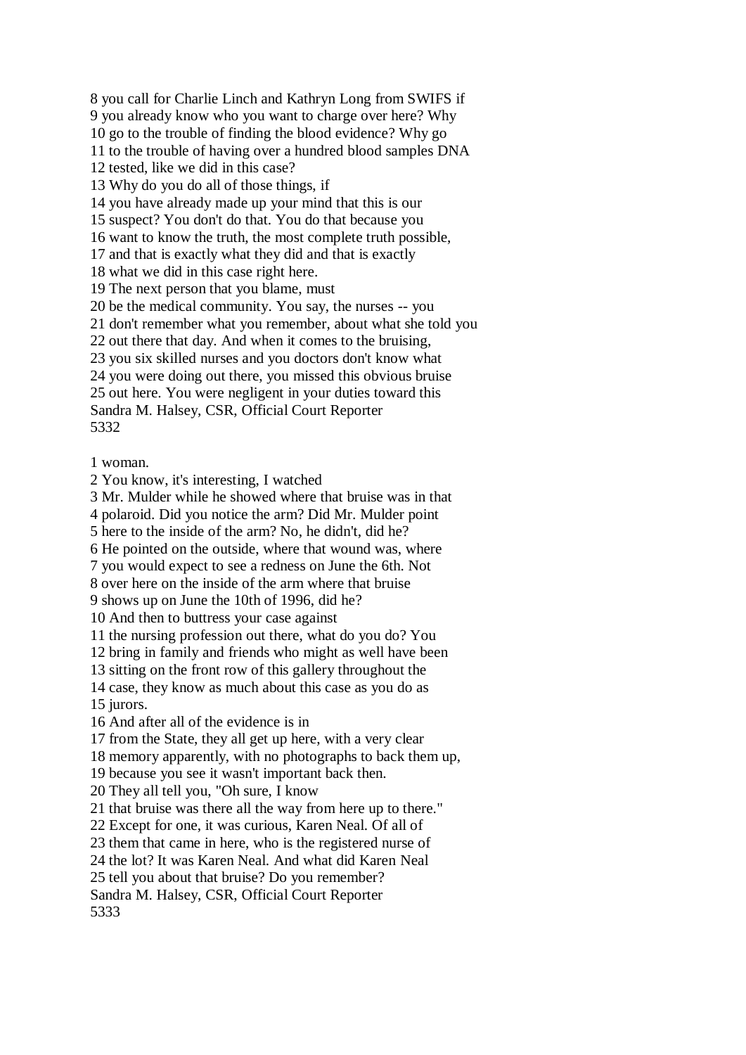8 you call for Charlie Linch and Kathryn Long from SWIFS if
9 you already know who you want to charge over here? Why
10 go to the trouble of finding the blood evidence? Why go
11 to the trouble of having over a hundred blood samples DNA
12 tested, like we did in this case?
13 Why do you do all of those things, if
14 you have already made up your mind that this is our
15 suspect? You don't do that. You do that because you
16 want to know the truth, the most complete truth possible,
17 and that is exactly what they did and that is exactly
18 what we did in this case right here.
19 The next person that you blame, must
20 be the medical community. You say, the nurses -- you
21 don't remember what you remember, about what she told you
22 out there that day. And when it comes to the bruising,
23 you six skilled nurses and you doctors don't know what
24 you were doing out there, you missed this obvious bruise
25 out here. You were negligent in your duties toward this
Sandra M. Halsey, CSR, Official Court Reporter

1 woman.
2 You know, it's interesting, I watched
3 Mr. Mulder while he showed where that bruise was in that
4 polaroid. Did you notice the arm? Did Mr. Mulder point
5 here to the inside of the arm? No, he didn't, did he?
6 He pointed on the outside, where that wound was, where
7 you would expect to see a redness on June the 6th. Not
8 over here on the inside of the arm where that bruise
9 shows up on June the 10th of 1996, did he?
10 And then to buttress your case against
11 the nursing profession out there, what do you do? You
12 bring in family and friends who might as well have been
13 sitting on the front row of this gallery throughout the
14 case, they know as much about this case as you do as
15 jurors.
16 And after all of the evidence is in
17 from the State, they all get up here, with a very clear
18 memory apparently, with no photographs to back them up,
19 because you see it wasn't important back then.
20 They all tell you, "Oh sure, I know
21 that bruise was there all the way from here up to there."
22 Except for one, it was curious, Karen Neal. Of all of
23 them that came in here, who is the registered nurse of
24 the lot? It was Karen Neal. And what did Karen Neal
25 tell you about that bruise? Do you remember?
Sandra M. Halsey, CSR, Official Court Reporter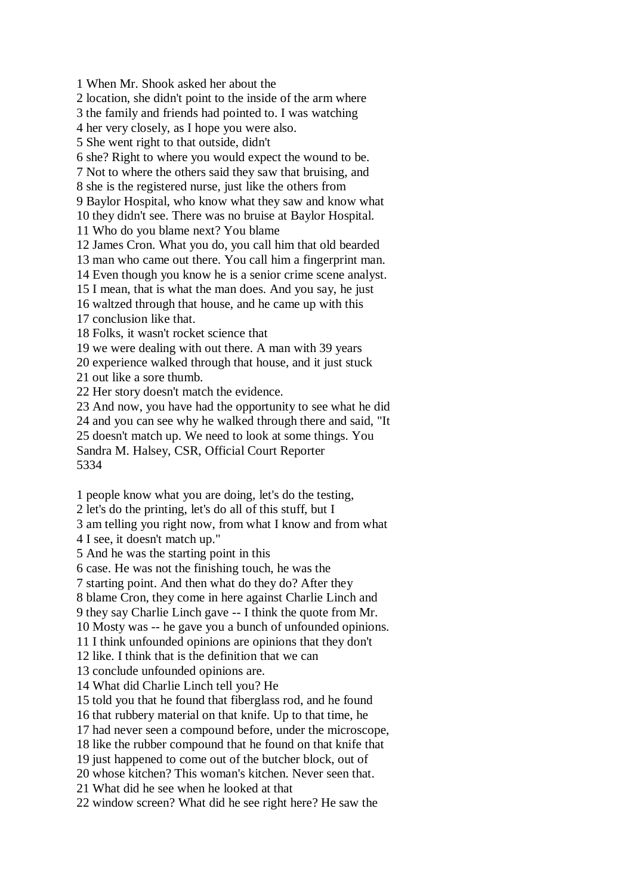1 When Mr. Shook asked her about the
2 location, she didn't point to the inside of the arm where
3 the family and friends had pointed to. I was watching
4 her very closely, as I hope you were also.
5 She went right to that outside, didn't
6 she? Right to where you would expect the wound to be.
7 Not to where the others said they saw that bruising, and
8 she is the registered nurse, just like the others from
9 Baylor Hospital, who know what they saw and know what
10 they didn't see. There was no bruise at Baylor Hospital.
11 Who do you blame next? You blame
12 James Cron. What you do, you call him that old bearded
13 man who came out there. You call him a fingerprint man.
14 Even though you know he is a senior crime scene analyst.
15 I mean, that is what the man does. And you say, he just
16 waltzed through that house, and he came up with this
17 conclusion like that.
18 Folks, it wasn't rocket science that
19 we were dealing with out there. A man with 39 years
20 experience walked through that house, and it just stuck
21 out like a sore thumb.
22 Her story doesn't match the evidence.
23 And now, you have had the opportunity to see what he did
24 and you can see why he walked through there and said, "It
25 doesn't match up. We need to look at some things. You
Sandra M. Halsey, CSR, Official Court Reporter

1 people know what you are doing, let's do the testing,
2 let's do the printing, let's do all of this stuff, but I
3 am telling you right now, from what I know and from what
4 I see, it doesn't match up."
5 And he was the starting point in this
6 case. He was not the finishing touch, he was the
7 starting point. And then what do they do? After they
8 blame Cron, they come in here against Charlie Linch and
9 they say Charlie Linch gave -- I think the quote from Mr.
10 Mosty was -- he gave you a bunch of unfounded opinions.
11 I think unfounded opinions are opinions that they don't
12 like. I think that is the definition that we can
13 conclude unfounded opinions are.
14 What did Charlie Linch tell you? He
15 told you that he found that fiberglass rod, and he found
16 that rubbery material on that knife. Up to that time, he
17 had never seen a compound before, under the microscope,
18 like the rubber compound that he found on that knife that
19 just happened to come out of the butcher block, out of
20 whose kitchen? This woman's kitchen. Never seen that.
21 What did he see when he looked at that
22 window screen? What did he see right here? He saw the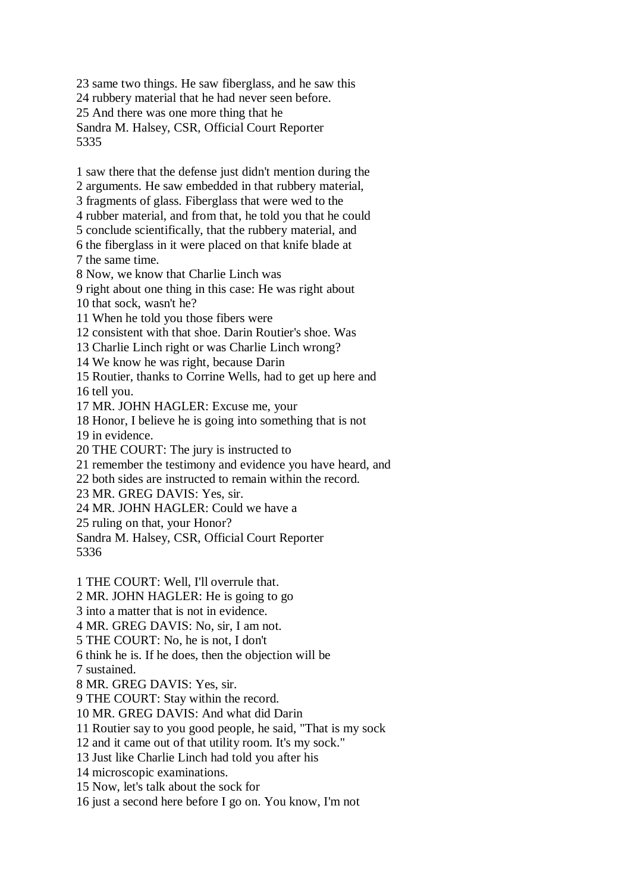23 same two things. He saw fiberglass, and he saw this
24 rubbery material that he had never seen before.
25 And there was one more thing that he
Sandra M. Halsey, CSR, Official Court Reporter
5335

1 saw there that the defense just didn't mention during the
2 arguments. He saw embedded in that rubbery material,
3 fragments of glass. Fiberglass that were wed to the
4 rubber material, and from that, he told you that he could
5 conclude scientifically, that the rubbery material, and
6 the fiberglass in it were placed on that knife blade at
7 the same time.
8 Now, we know that Charlie Linch was
9 right about one thing in this case: He was right about
10 that sock, wasn't he?
11 When he told you those fibers were
12 consistent with that shoe. Darin Routier's shoe. Was
13 Charlie Linch right or was Charlie Linch wrong?
14 We know he was right, because Darin
15 Routier, thanks to Corrine Wells, had to get up here and
16 tell you.
17 MR. JOHN HAGLER: Excuse me, your
18 Honor, I believe he is going into something that is not
19 in evidence.
20 THE COURT: The jury is instructed to
21 remember the testimony and evidence you have heard, and
22 both sides are instructed to remain within the record.
23 MR. GREG DAVIS: Yes, sir.
24 MR. JOHN HAGLER: Could we have a
25 ruling on that, your Honor?
Sandra M. Halsey, CSR, Official Court Reporter
5336

1 THE COURT: Well, I'll overrule that.
2 MR. JOHN HAGLER: He is going to go
3 into a matter that is not in evidence.
4 MR. GREG DAVIS: No, sir, I am not.
5 THE COURT: No, he is not, I don't
6 think he is. If he does, then the objection will be
7 sustained.
8 MR. GREG DAVIS: Yes, sir.
9 THE COURT: Stay within the record.
10 MR. GREG DAVIS: And what did Darin
11 Routier say to you good people, he said, "That is my sock
12 and it came out of that utility room. It's my sock."
13 Just like Charlie Linch had told you after his
14 microscopic examinations.
15 Now, let's talk about the sock for
16 just a second here before I go on. You know, I'm not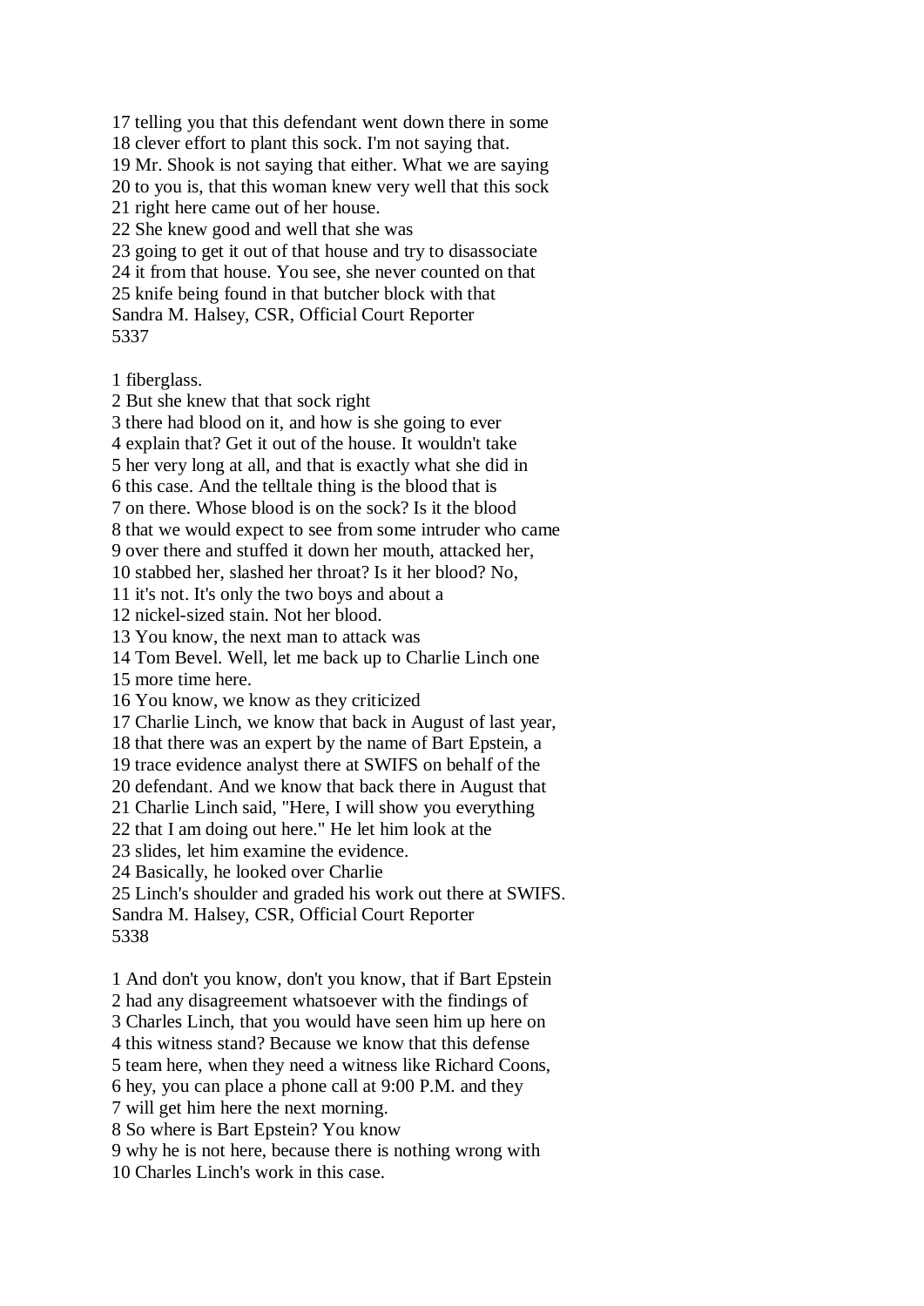17 telling you that this defendant went down there in some
18 clever effort to plant this sock. I'm not saying that.
19 Mr. Shook is not saying that either. What we are saying
20 to you is, that this woman knew very well that this sock
21 right here came out of her house.
22 She knew good and well that she was
23 going to get it out of that house and try to disassociate
24 it from that house. You see, she never counted on that
25 knife being found in that butcher block with that
Sandra M. Halsey, CSR, Official Court Reporter
5337

1 fiberglass.
2 But she knew that that sock right
3 there had blood on it, and how is she going to ever
4 explain that? Get it out of the house. It wouldn't take
5 her very long at all, and that is exactly what she did in
6 this case. And the telltale thing is the blood that is
7 on there. Whose blood is on the sock? Is it the blood
8 that we would expect to see from some intruder who came
9 over there and stuffed it down her mouth, attacked her,
10 stabbed her, slashed her throat? Is it her blood? No,
11 it's not. It's only the two boys and about a
12 nickel-sized stain. Not her blood.
13 You know, the next man to attack was
14 Tom Bevel. Well, let me back up to Charlie Linch one
15 more time here.
16 You know, we know as they criticized
17 Charlie Linch, we know that back in August of last year,
18 that there was an expert by the name of Bart Epstein, a
19 trace evidence analyst there at SWIFS on behalf of the
20 defendant. And we know that back there in August that
21 Charlie Linch said, "Here, I will show you everything
22 that I am doing out here." He let him look at the
23 slides, let him examine the evidence.
24 Basically, he looked over Charlie
25 Linch's shoulder and graded his work out there at SWIFS.
Sandra M. Halsey, CSR, Official Court Reporter
5338

1 And don't you know, don't you know, that if Bart Epstein
2 had any disagreement whatsoever with the findings of
3 Charles Linch, that you would have seen him up here on
4 this witness stand? Because we know that this defense
5 team here, when they need a witness like Richard Coons,
6 hey, you can place a phone call at 9:00 P.M. and they
7 will get him here the next morning.
8 So where is Bart Epstein? You know
9 why he is not here, because there is nothing wrong with
10 Charles Linch's work in this case.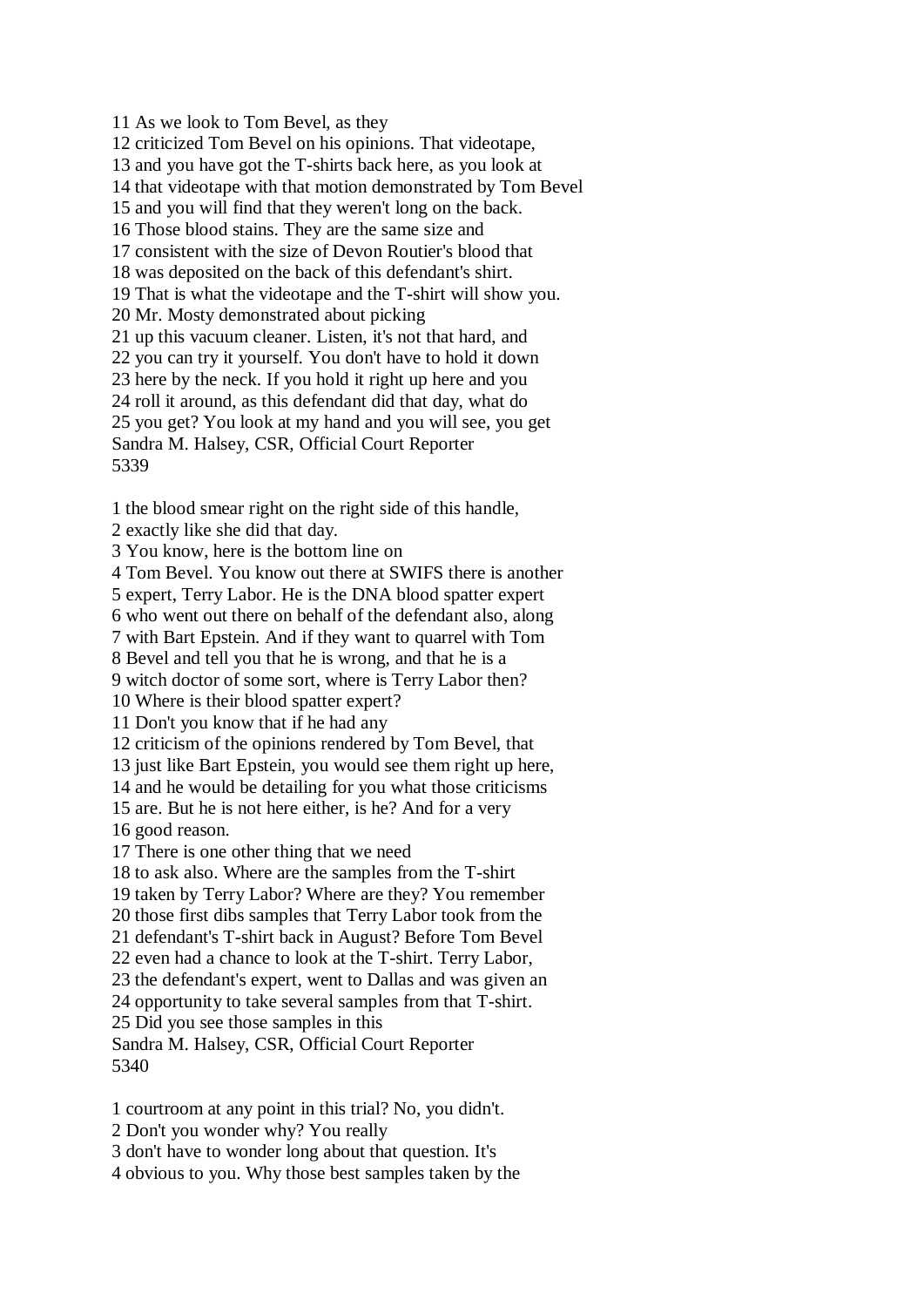11 As we look to Tom Bevel, as they
12 criticized Tom Bevel on his opinions. That videotape,
13 and you have got the T-shirts back here, as you look at
14 that videotape with that motion demonstrated by Tom Bevel
15 and you will find that they weren't long on the back.
16 Those blood stains. They are the same size and
17 consistent with the size of Devon Routier's blood that
18 was deposited on the back of this defendant's shirt.
19 That is what the videotape and the T-shirt will show you.
20 Mr. Mosty demonstrated about picking
21 up this vacuum cleaner. Listen, it's not that hard, and
22 you can try it yourself. You don't have to hold it down
23 here by the neck. If you hold it right up here and you
24 roll it around, as this defendant did that day, what do
25 you get? You look at my hand and you will see, you get
Sandra M. Halsey, CSR, Official Court Reporter
5339

1 the blood smear right on the right side of this handle,
2 exactly like she did that day.
3 You know, here is the bottom line on
4 Tom Bevel. You know out there at SWIFS there is another
5 expert, Terry Labor. He is the DNA blood spatter expert
6 who went out there on behalf of the defendant also, along
7 with Bart Epstein. And if they want to quarrel with Tom
8 Bevel and tell you that he is wrong, and that he is a
9 witch doctor of some sort, where is Terry Labor then?
10 Where is their blood spatter expert?
11 Don't you know that if he had any
12 criticism of the opinions rendered by Tom Bevel, that
13 just like Bart Epstein, you would see them right up here,
14 and he would be detailing for you what those criticisms
15 are. But he is not here either, is he? And for a very
16 good reason.
17 There is one other thing that we need
18 to ask also. Where are the samples from the T-shirt
19 taken by Terry Labor? Where are they? You remember
20 those first dibs samples that Terry Labor took from the
21 defendant's T-shirt back in August? Before Tom Bevel
22 even had a chance to look at the T-shirt. Terry Labor,
23 the defendant's expert, went to Dallas and was given an
24 opportunity to take several samples from that T-shirt.
25 Did you see those samples in this
Sandra M. Halsey, CSR, Official Court Reporter
5340

1 courtroom at any point in this trial? No, you didn't.
2 Don't you wonder why? You really
3 don't have to wonder long about that question. It's
4 obvious to you. Why those best samples taken by the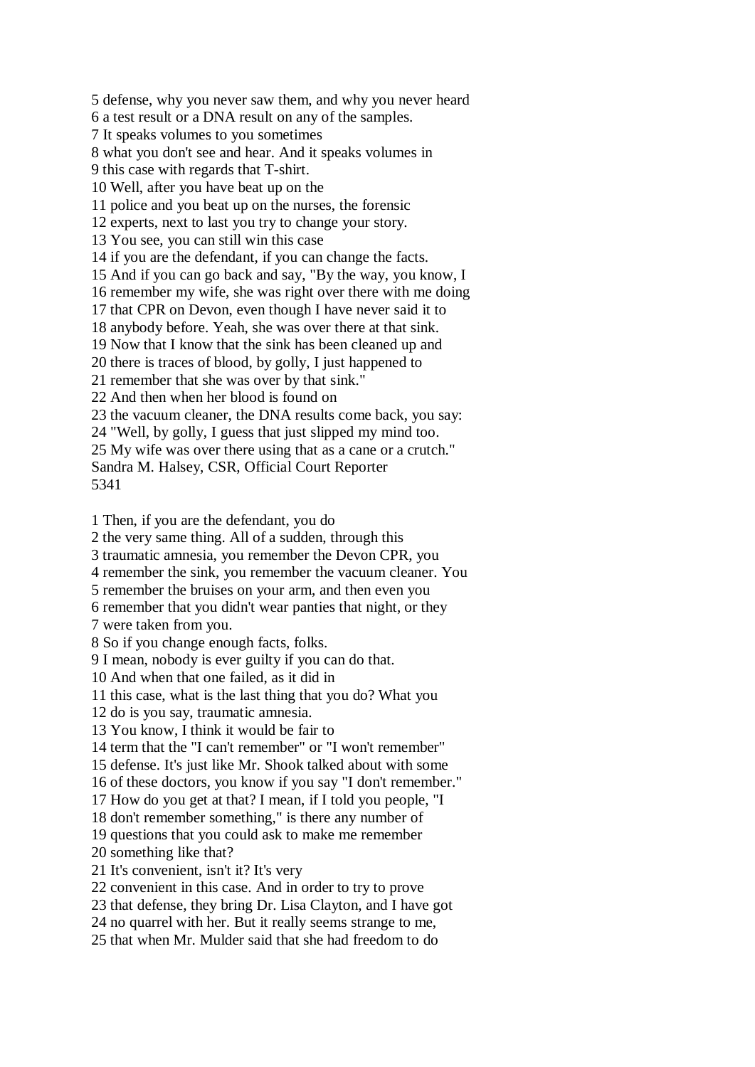5 defense, why you never saw them, and why you never heard
6 a test result or a DNA result on any of the samples.
7 It speaks volumes to you sometimes
8 what you don't see and hear. And it speaks volumes in
9 this case with regards that T-shirt.
10 Well, after you have beat up on the
11 police and you beat up on the nurses, the forensic
12 experts, next to last you try to change your story.
13 You see, you can still win this case
14 if you are the defendant, if you can change the facts.
15 And if you can go back and say, "By the way, you know, I
16 remember my wife, she was right over there with me doing
17 that CPR on Devon, even though I have never said it to
18 anybody before. Yeah, she was over there at that sink.
19 Now that I know that the sink has been cleaned up and
20 there is traces of blood, by golly, I just happened to
21 remember that she was over by that sink."
22 And then when her blood is found on
23 the vacuum cleaner, the DNA results come back, you say:
24 "Well, by golly, I guess that just slipped my mind too.
25 My wife was over there using that as a cane or a crutch."
Sandra M. Halsey, CSR, Official Court Reporter
5341

1 Then, if you are the defendant, you do
2 the very same thing. All of a sudden, through this
3 traumatic amnesia, you remember the Devon CPR, you
4 remember the sink, you remember the vacuum cleaner. You
5 remember the bruises on your arm, and then even you
6 remember that you didn't wear panties that night, or they
7 were taken from you.
8 So if you change enough facts, folks.
9 I mean, nobody is ever guilty if you can do that.
10 And when that one failed, as it did in
11 this case, what is the last thing that you do? What you
12 do is you say, traumatic amnesia.
13 You know, I think it would be fair to
14 term that the "I can't remember" or "I won't remember"
15 defense. It's just like Mr. Shook talked about with some
16 of these doctors, you know if you say "I don't remember."
17 How do you get at that? I mean, if I told you people, "I
18 don't remember something," is there any number of
19 questions that you could ask to make me remember
20 something like that?
21 It's convenient, isn't it? It's very
22 convenient in this case. And in order to try to prove
23 that defense, they bring Dr. Lisa Clayton, and I have got
24 no quarrel with her. But it really seems strange to me,
25 that when Mr. Mulder said that she had freedom to do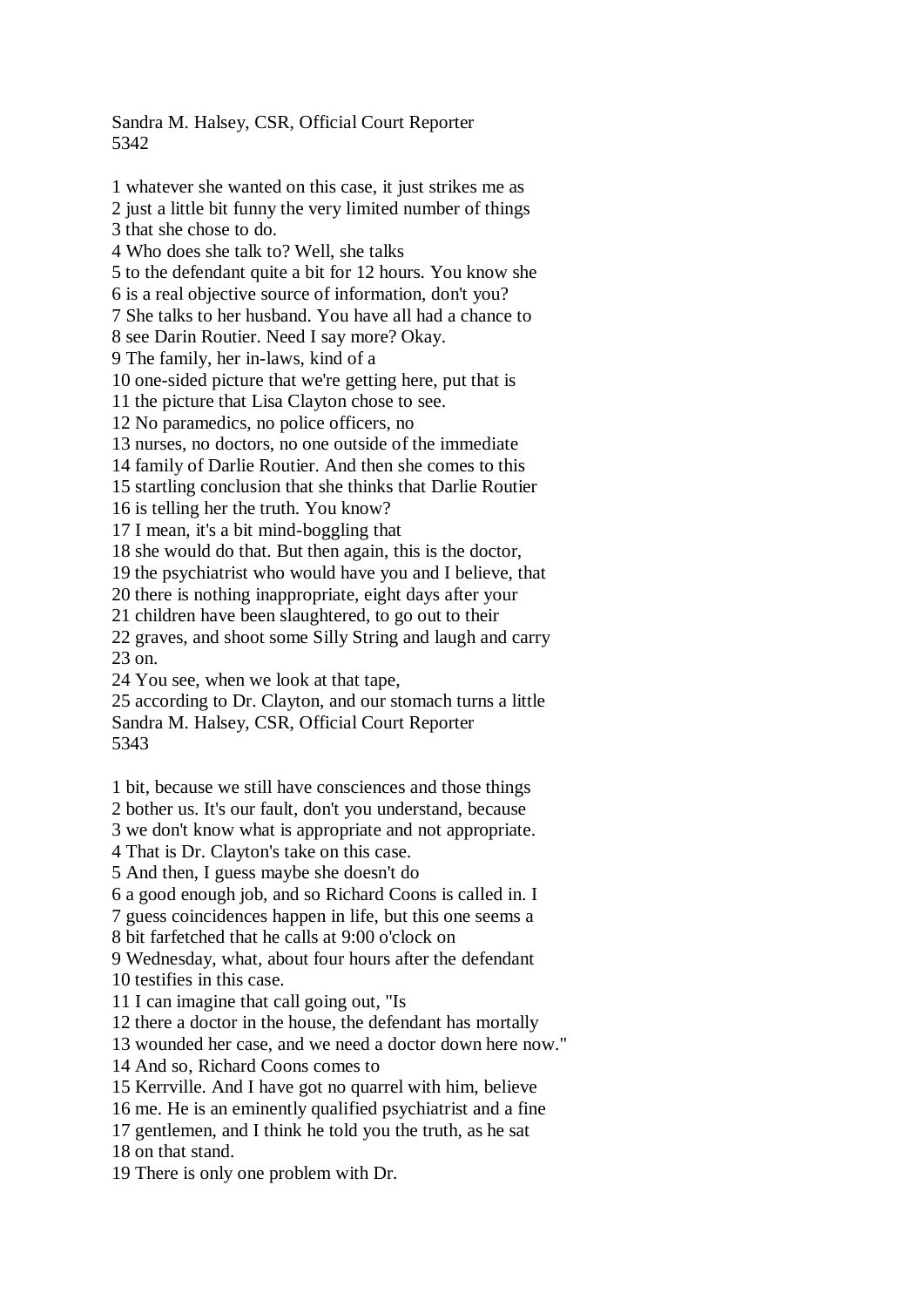1 whatever she wanted on this case, it just strikes me as
2 just a little bit funny the very limited number of things
3 that she chose to do.
4 Who does she talk to? Well, she talks
5 to the defendant quite a bit for 12 hours. You know she
6 is a real objective source of information, don't you?
7 She talks to her husband. You have all had a chance to
8 see Darin Routier. Need I say more? Okay.
9 The family, her in-laws, kind of a
10 one-sided picture that we're getting here, put that is
11 the picture that Lisa Clayton chose to see.
12 No paramedics, no police officers, no
13 nurses, no doctors, no one outside of the immediate
14 family of Darlie Routier. And then she comes to this
15 startling conclusion that she thinks that Darlie Routier
16 is telling her the truth. You know?
17 I mean, it's a bit mind-boggling that
18 she would do that. But then again, this is the doctor,
19 the psychiatrist who would have you and I believe, that
20 there is nothing inappropriate, eight days after your
21 children have been slaughtered, to go out to their
22 graves, and shoot some Silly String and laugh and carry
23 on.
24 You see, when we look at that tape,
25 according to Dr. Clayton, and our stomach turns a little

1 bit, because we still have consciences and those things
2 bother us. It's our fault, don't you understand, because
3 we don't know what is appropriate and not appropriate.
4 That is Dr. Clayton's take on this case.
5 And then, I guess maybe she doesn't do
6 a good enough job, and so Richard Coons is called in. I
7 guess coincidences happen in life, but this one seems a
8 bit farfetched that he calls at 9:00 o'clock on
9 Wednesday, what, about four hours after the defendant
10 testifies in this case.
11 I can imagine that call going out, "Is
12 there a doctor in the house, the defendant has mortally
13 wounded her case, and we need a doctor down here now."
14 And so, Richard Coons comes to
15 Kerrville. And I have got no quarrel with him, believe
16 me. He is an eminently qualified psychiatrist and a fine
17 gentlemen, and I think he told you the truth, as he sat
18 on that stand.
19 There is only one problem with Dr.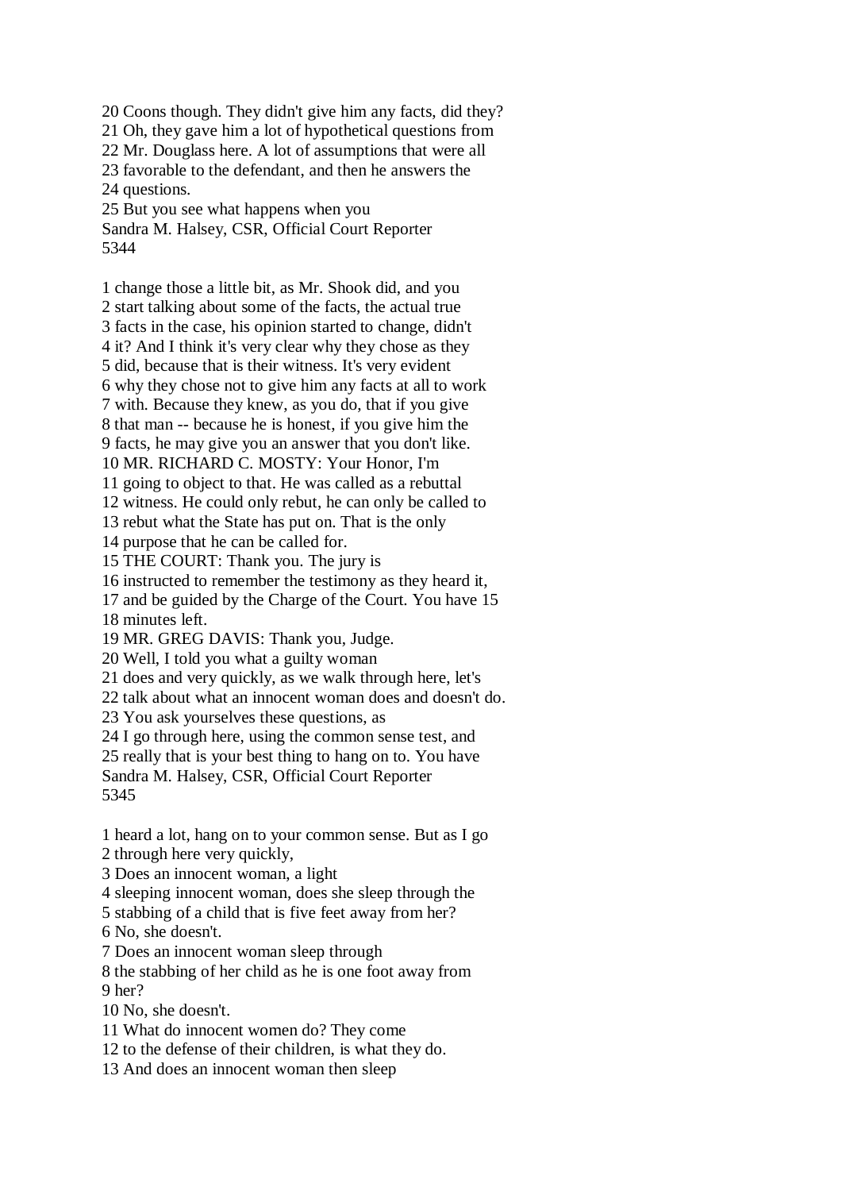20 Coons though. They didn't give him any facts, did they?
21 Oh, they gave him a lot of hypothetical questions from
22 Mr. Douglass here. A lot of assumptions that were all
23 favorable to the defendant, and then he answers the
24 questions.
25 But you see what happens when you

1 change those a little bit, as Mr. Shook did, and you
2 start talking about some of the facts, the actual true
3 facts in the case, his opinion started to change, didn't
4 it? And I think it's very clear why they chose as they
5 did, because that is their witness. It's very evident
6 why they chose not to give him any facts at all to work
7 with. Because they knew, as you do, that if you give
8 that man -- because he is honest, if you give him the
9 facts, he may give you an answer that you don't like.
10 MR. RICHARD C. MOSTY: Your Honor, I'm
11 going to object to that. He was called as a rebuttal
12 witness. He could only rebut, he can only be called to
13 rebut what the State has put on. That is the only
14 purpose that he can be called for.
15 THE COURT: Thank you. The jury is
16 instructed to remember the testimony as they heard it,
17 and be guided by the Charge of the Court. You have 15
18 minutes left.
19 MR. GREG DAVIS: Thank you, Judge.
20 Well, I told you what a guilty woman
21 does and very quickly, as we walk through here, let's
22 talk about what an innocent woman does and doesn't do.
23 You ask yourselves these questions, as
24 I go through here, using the common sense test, and
25 really that is your best thing to hang on to. You have

1 heard a lot, hang on to your common sense. But as I go
2 through here very quickly,
3 Does an innocent woman, a light
4 sleeping innocent woman, does she sleep through the
5 stabbing of a child that is five feet away from her?
6 No, she doesn't.
7 Does an innocent woman sleep through
8 the stabbing of her child as he is one foot away from
9 her?
10 No, she doesn't.
11 What do innocent women do? They come
12 to the defense of their children, is what they do.
13 And does an innocent woman then sleep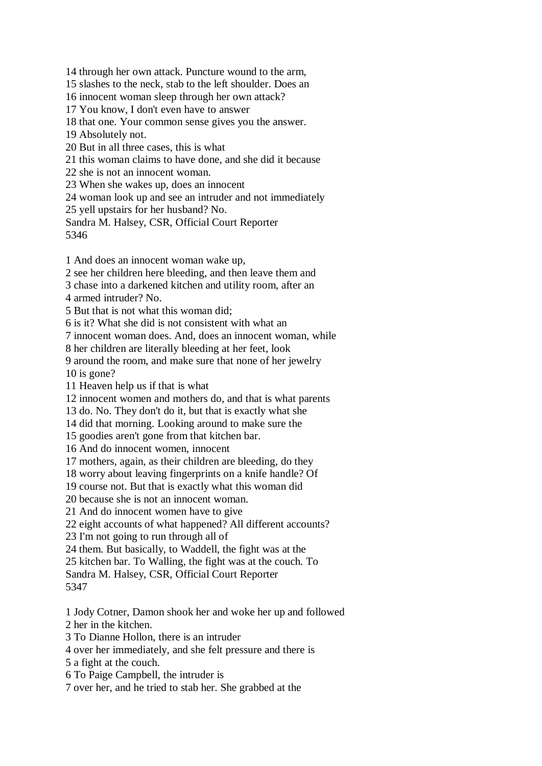14 through her own attack. Puncture wound to the arm,
15 slashes to the neck, stab to the left shoulder. Does an
16 innocent woman sleep through her own attack?
17 You know, I don't even have to answer
18 that one. Your common sense gives you the answer.
19 Absolutely not.
20 But in all three cases, this is what
21 this woman claims to have done, and she did it because
22 she is not an innocent woman.
23 When she wakes up, does an innocent
24 woman look up and see an intruder and not immediately
25 yell upstairs for her husband? No.
Sandra M. Halsey, CSR, Official Court Reporter
5346

1 And does an innocent woman wake up,
2 see her children here bleeding, and then leave them and
3 chase into a darkened kitchen and utility room, after an
4 armed intruder? No.
5 But that is not what this woman did;
6 is it? What she did is not consistent with what an
7 innocent woman does. And, does an innocent woman, while
8 her children are literally bleeding at her feet, look
9 around the room, and make sure that none of her jewelry
10 is gone?
11 Heaven help us if that is what
12 innocent women and mothers do, and that is what parents
13 do. No. They don't do it, but that is exactly what she
14 did that morning. Looking around to make sure the
15 goodies aren't gone from that kitchen bar.
16 And do innocent women, innocent
17 mothers, again, as their children are bleeding, do they
18 worry about leaving fingerprints on a knife handle? Of
19 course not. But that is exactly what this woman did
20 because she is not an innocent woman.
21 And do innocent women have to give
22 eight accounts of what happened? All different accounts?
23 I'm not going to run through all of
24 them. But basically, to Waddell, the fight was at the
25 kitchen bar. To Walling, the fight was at the couch. To
Sandra M. Halsey, CSR, Official Court Reporter
5347

1 Jody Cotner, Damon shook her and woke her up and followed
2 her in the kitchen.
3 To Dianne Hollon, there is an intruder
4 over her immediately, and she felt pressure and there is
5 a fight at the couch.
6 To Paige Campbell, the intruder is
7 over her, and he tried to stab her. She grabbed at the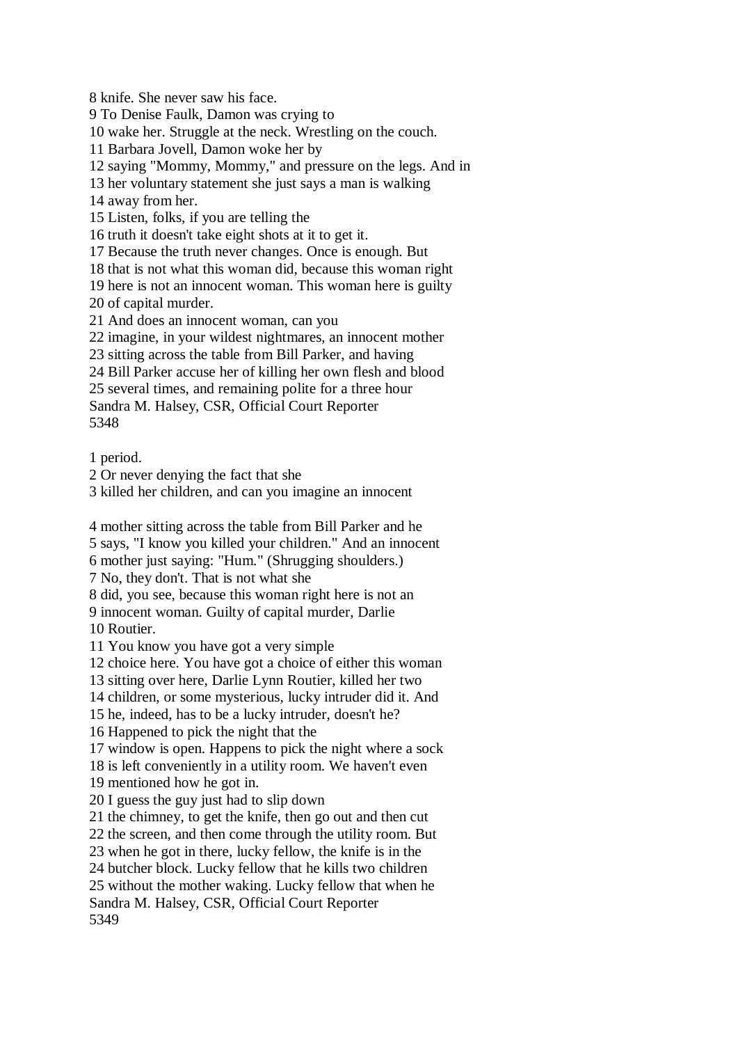8 knife. She never saw his face.
9 To Denise Faulk, Damon was crying to
10 wake her. Struggle at the neck. Wrestling on the couch.
11 Barbara Jovell, Damon woke her by
12 saying "Mommy, Mommy," and pressure on the legs. And in
13 her voluntary statement she just says a man is walking
14 away from her.
15 Listen, folks, if you are telling the
16 truth it doesn't take eight shots at it to get it.
17 Because the truth never changes. Once is enough. But
18 that is not what this woman did, because this woman right
19 here is not an innocent woman. This woman here is guilty
20 of capital murder.
21 And does an innocent woman, can you
22 imagine, in your wildest nightmares, an innocent mother
23 sitting across the table from Bill Parker, and having
24 Bill Parker accuse her of killing her own flesh and blood
25 several times, and remaining polite for a three hour
Sandra M. Halsey, CSR, Official Court Reporter

1 period.
2 Or never denying the fact that she
3 killed her children, and can you imagine an innocent

4 mother sitting across the table from Bill Parker and he
5 says, "I know you killed your children." And an innocent
6 mother just saying: "Hum." (Shrugging shoulders.)
7 No, they don't. That is not what she
8 did, you see, because this woman right here is not an
9 innocent woman. Guilty of capital murder, Darlie
10 Routier.
11 You know you have got a very simple
12 choice here. You have got a choice of either this woman
13 sitting over here, Darlie Lynn Routier, killed her two
14 children, or some mysterious, lucky intruder did it. And
15 he, indeed, has to be a lucky intruder, doesn't he?
16 Happened to pick the night that the
17 window is open. Happens to pick the night where a sock
18 is left conveniently in a utility room. We haven't even
19 mentioned how he got in.
20 I guess the guy just had to slip down
21 the chimney, to get the knife, then go out and then cut
22 the screen, and then come through the utility room. But
23 when he got in there, lucky fellow, the knife is in the
24 butcher block. Lucky fellow that he kills two children
25 without the mother waking. Lucky fellow that when he
Sandra M. Halsey, CSR, Official Court Reporter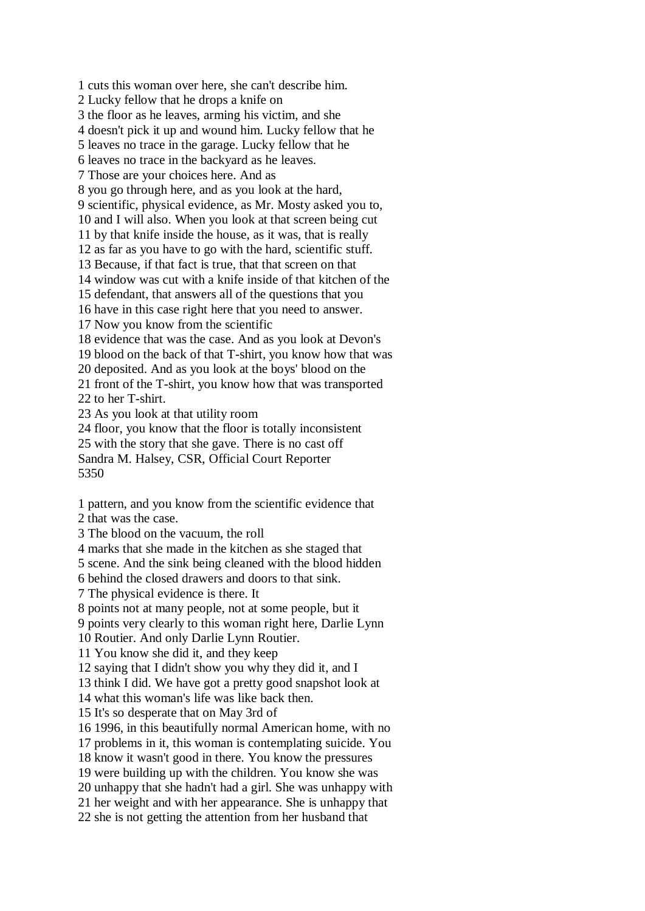1 cuts this woman over here, she can't describe him.
2 Lucky fellow that he drops a knife on
3 the floor as he leaves, arming his victim, and she
4 doesn't pick it up and wound him. Lucky fellow that he
5 leaves no trace in the garage. Lucky fellow that he
6 leaves no trace in the backyard as he leaves.
7 Those are your choices here. And as
8 you go through here, and as you look at the hard,
9 scientific, physical evidence, as Mr. Mosty asked you to,
10 and I will also. When you look at that screen being cut
11 by that knife inside the house, as it was, that is really
12 as far as you have to go with the hard, scientific stuff.
13 Because, if that fact is true, that that screen on that
14 window was cut with a knife inside of that kitchen of the
15 defendant, that answers all of the questions that you
16 have in this case right here that you need to answer.
17 Now you know from the scientific
18 evidence that was the case. And as you look at Devon's
19 blood on the back of that T-shirt, you know how that was
20 deposited. And as you look at the boys' blood on the
21 front of the T-shirt, you know how that was transported
22 to her T-shirt.
23 As you look at that utility room
24 floor, you know that the floor is totally inconsistent
25 with the story that she gave. There is no cast off

1 pattern, and you know from the scientific evidence that
2 that was the case.
3 The blood on the vacuum, the roll
4 marks that she made in the kitchen as she staged that
5 scene. And the sink being cleaned with the blood hidden
6 behind the closed drawers and doors to that sink.
7 The physical evidence is there. It
8 points not at many people, not at some people, but it
9 points very clearly to this woman right here, Darlie Lynn
10 Routier. And only Darlie Lynn Routier.
11 You know she did it, and they keep
12 saying that I didn't show you why they did it, and I
13 think I did. We have got a pretty good snapshot look at
14 what this woman's life was like back then.
15 It's so desperate that on May 3rd of
16 1996, in this beautifully normal American home, with no
17 problems in it, this woman is contemplating suicide. You
18 know it wasn't good in there. You know the pressures
19 were building up with the children. You know she was
20 unhappy that she hadn't had a girl. She was unhappy with
21 her weight and with her appearance. She is unhappy that
22 she is not getting the attention from her husband that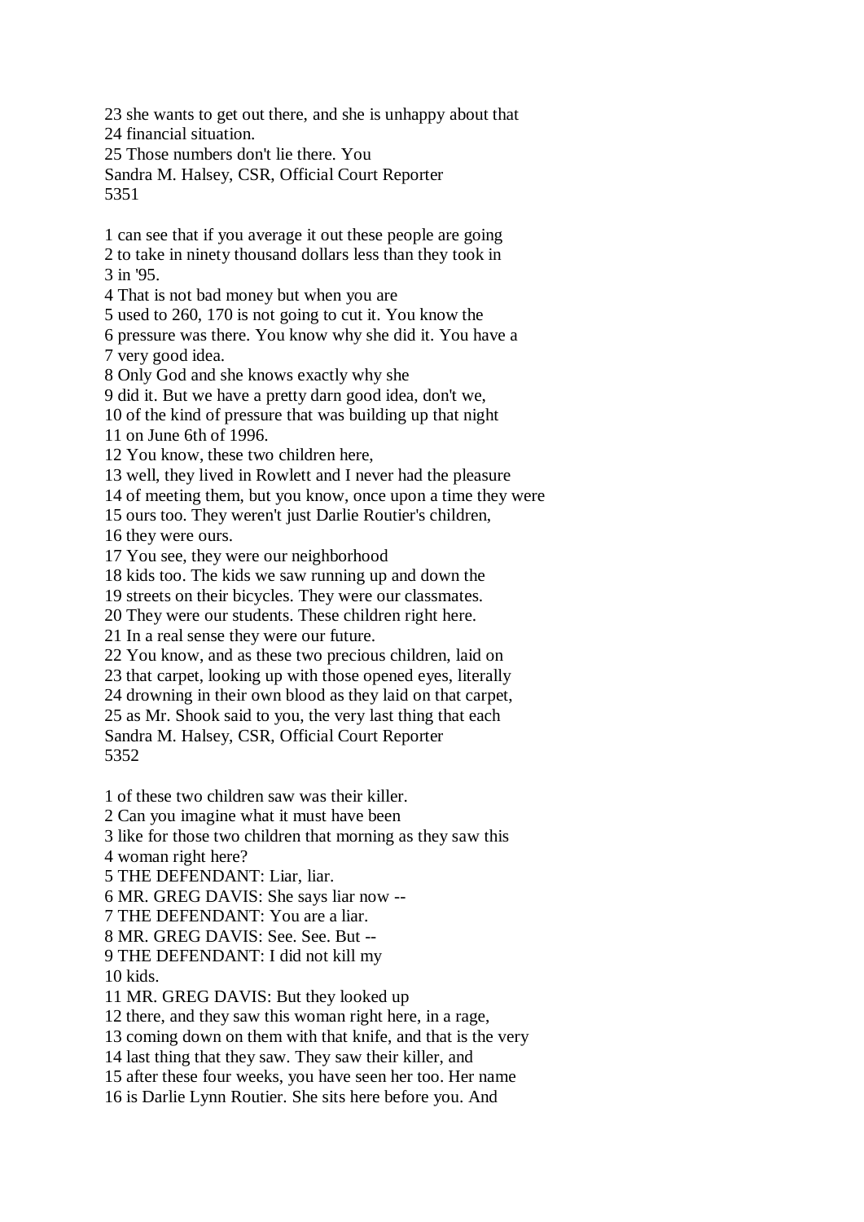23 she wants to get out there, and she is unhappy about that
24 financial situation.
25 Those numbers don't lie there. You
Sandra M. Halsey, CSR, Official Court Reporter

1 can see that if you average it out these people are going
2 to take in ninety thousand dollars less than they took in
3 in '95.
4 That is not bad money but when you are
5 used to 260, 170 is not going to cut it. You know the
6 pressure was there. You know why she did it. You have a
7 very good idea.
8 Only God and she knows exactly why she
9 did it. But we have a pretty darn good idea, don't we,
10 of the kind of pressure that was building up that night
11 on June 6th of 1996.
12 You know, these two children here,
13 well, they lived in Rowlett and I never had the pleasure
14 of meeting them, but you know, once upon a time they were
15 ours too. They weren't just Darlie Routier's children,
16 they were ours.
17 You see, they were our neighborhood
18 kids too. The kids we saw running up and down the
19 streets on their bicycles. They were our classmates.
20 They were our students. These children right here.
21 In a real sense they were our future.
22 You know, and as these two precious children, laid on
23 that carpet, looking up with those opened eyes, literally
24 drowning in their own blood as they laid on that carpet,
25 as Mr. Shook said to you, the very last thing that each
Sandra M. Halsey, CSR, Official Court Reporter

1 of these two children saw was their killer.
2 Can you imagine what it must have been
3 like for those two children that morning as they saw this
4 woman right here?
5 THE DEFENDANT: Liar, liar.
6 MR. GREG DAVIS: She says liar now --
7 THE DEFENDANT: You are a liar.
8 MR. GREG DAVIS: See. See. But --
9 THE DEFENDANT: I did not kill my
10 kids.
11 MR. GREG DAVIS: But they looked up
12 there, and they saw this woman right here, in a rage,
13 coming down on them with that knife, and that is the very
14 last thing that they saw. They saw their killer, and
15 after these four weeks, you have seen her too. Her name
16 is Darlie Lynn Routier. She sits here before you. And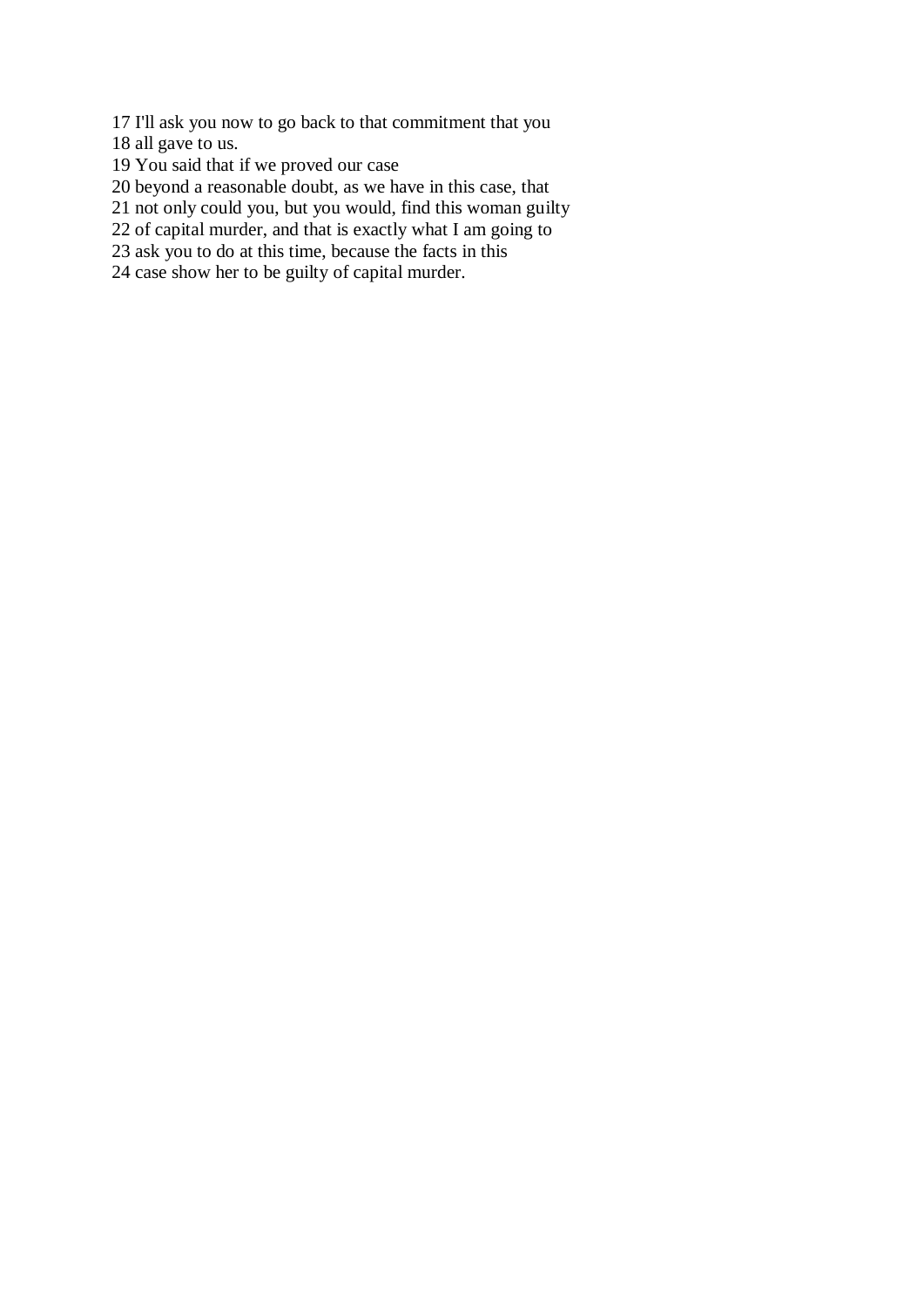17 I'll ask you now to go back to that commitment that you
18 all gave to us.
19 You said that if we proved our case
20 beyond a reasonable doubt, as we have in this case, that
21 not only could you, but you would, find this woman guilty
22 of capital murder, and that is exactly what I am going to
23 ask you to do at this time, because the facts in this
24 case show her to be guilty of capital murder.